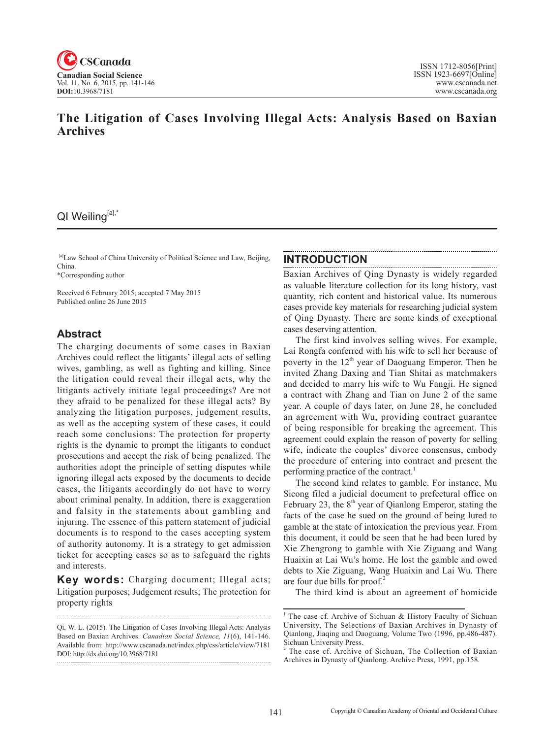# The Litigation of Cases Involving Illegal Acts: Analysis Based on Baxian Archives

QI Weiling[a],*

[a]Law School of China University of Political Science and Law, Beijing, China.
*Corresponding author

Received 6 February 2015; accepted 7 May 2015
Published online 26 June 2015

## Abstract

The charging documents of some cases in Baxian Archives could reflect the litigants' illegal acts of selling wives, gambling, as well as fighting and killing. Since the litigation could reveal their illegal acts, why the litigants actively initiate legal proceedings? Are not they afraid to be penalized for these illegal acts? By analyzing the litigation purposes, judgement results, as well as the accepting system of these cases, it could reach some conclusions: The protection for property rights is the dynamic to prompt the litigants to conduct prosecutions and accept the risk of being penalized. The authorities adopt the principle of setting disputes while ignoring illegal acts exposed by the documents to decide cases, the litigants accordingly do not have to worry about criminal penalty. In addition, there is exaggeration and falsity in the statements about gambling and injuring. The essence of this pattern statement of judicial documents is to respond to the cases accepting system of authority autonomy. It is a strategy to get admission ticket for accepting cases so as to safeguard the rights and interests.

**Key words:** Charging document; Illegal acts; Litigation purposes; Judgement results; The protection for property rights

Qi, W. L. (2015). The Litigation of Cases Involving Illegal Acts: Analysis Based on Baxian Archives. *Canadian Social Science, 11*(6), 141-146. Available from: http://www.cscanada.net/index.php/css/article/view/7181 DOI: http://dx.doi.org/10.3968/7181

## INTRODUCTION

Baxian Archives of Qing Dynasty is widely regarded as valuable literature collection for its long history, vast quantity, rich content and historical value. Its numerous cases provide key materials for researching judicial system of Qing Dynasty. There are some kinds of exceptional cases deserving attention.

The first kind involves selling wives. For example, Lai Rongfa conferred with his wife to sell her because of poverty in the 12th year of Daoguang Emperor. Then he invited Zhang Daxing and Tian Shitai as matchmakers and decided to marry his wife to Wu Fangji. He signed a contract with Zhang and Tian on June 2 of the same year. A couple of days later, on June 28, he concluded an agreement with Wu, providing contract guarantee of being responsible for breaking the agreement. This agreement could explain the reason of poverty for selling wife, indicate the couples' divorce consensus, embody the procedure of entering into contract and present the performing practice of the contract.[1]

The second kind relates to gamble. For instance, Mu Sicong filed a judicial document to prefectural office on February 23, the 8th year of Qianlong Emperor, stating the facts of the case he sued on the ground of being lured to gamble at the state of intoxication the previous year. From this document, it could be seen that he had been lured by Xie Zhengrong to gamble with Xie Ziguang and Wang Huaixin at Lai Wu's home. He lost the gamble and owed debts to Xie Ziguang, Wang Huaixin and Lai Wu. There are four due bills for proof.[2]

The third kind is about an agreement of homicide

---

[1] The case cf. Archive of Sichuan & History Faculty of Sichuan University, The Selections of Baxian Archives in Dynasty of Qianlong, Jiaqing and Daoguang, Volume Two (1996, pp.486-487). Sichuan University Press.

[2] The case cf. Archive of Sichuan, The Collection of Baxian Archives in Dynasty of Qianlong. Archive Press, 1991, pp.158.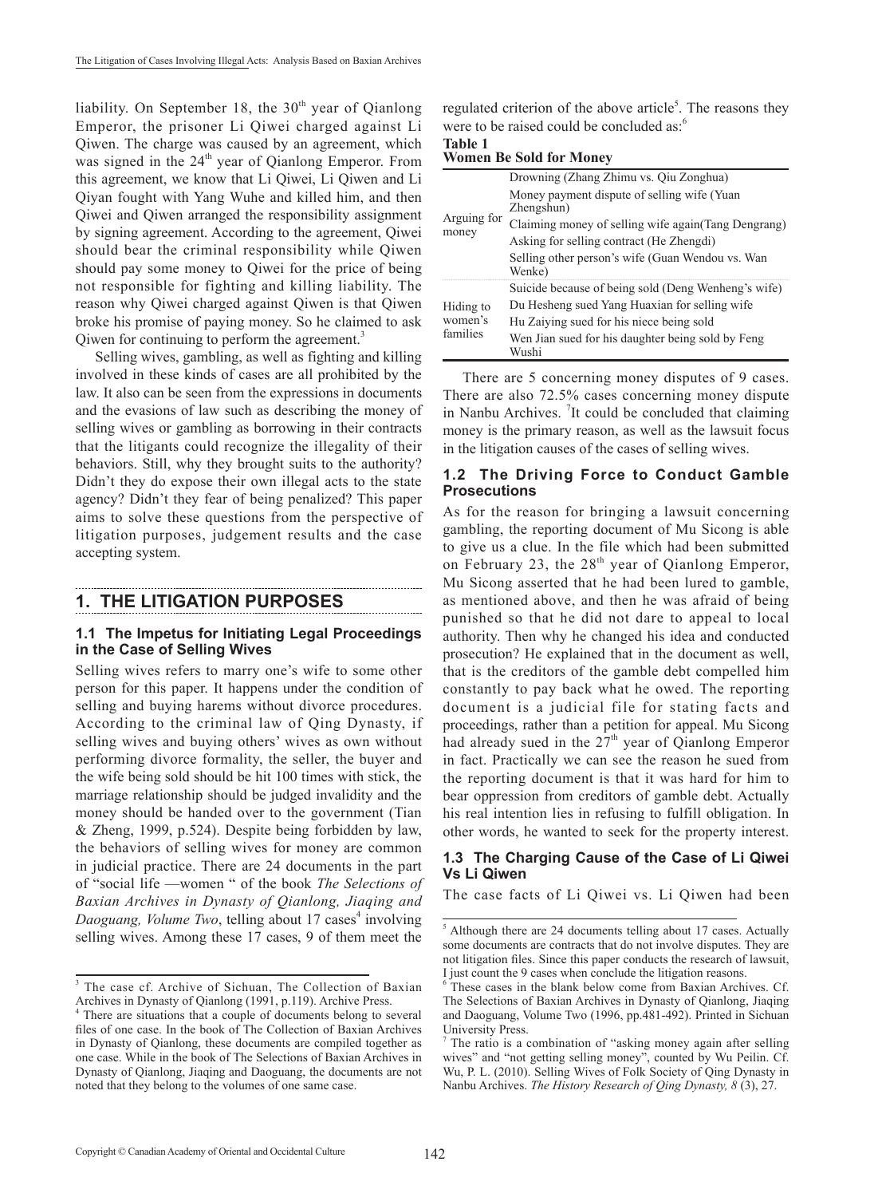liability. On September 18, the 30th year of Qianlong Emperor, the prisoner Li Qiwei charged against Li Qiwen. The charge was caused by an agreement, which was signed in the 24th year of Qianlong Emperor. From this agreement, we know that Li Qiwei, Li Qiwen and Li Qiyan fought with Yang Wuhe and killed him, and then Qiwei and Qiwen arranged the responsibility assignment by signing agreement. According to the agreement, Qiwei should bear the criminal responsibility while Qiwen should pay some money to Qiwei for the price of being not responsible for fighting and killing liability. The reason why Qiwei charged against Qiwen is that Qiwen broke his promise of paying money. So he claimed to ask Qiwen for continuing to perform the agreement.[3]

Selling wives, gambling, as well as fighting and killing involved in these kinds of cases are all prohibited by the law. It also can be seen from the expressions in documents and the evasions of law such as describing the money of selling wives or gambling as borrowing in their contracts that the litigants could recognize the illegality of their behaviors. Still, why they brought suits to the authority? Didn't they do expose their own illegal acts to the state agency? Didn't they fear of being penalized? This paper aims to solve these questions from the perspective of litigation purposes, judgement results and the case accepting system.

## 1. THE LITIGATION PURPOSES

### 1.1 The Impetus for Initiating Legal Proceedings in the Case of Selling Wives

Selling wives refers to marry one's wife to some other person for this paper. It happens under the condition of selling and buying harems without divorce procedures. According to the criminal law of Qing Dynasty, if selling wives and buying others' wives as own without performing divorce formality, the seller, the buyer and the wife being sold should be hit 100 times with stick, the marriage relationship should be judged invalidity and the money should be handed over to the government (Tian & Zheng, 1999, p.524). Despite being forbidden by law, the behaviors of selling wives for money are common in judicial practice. There are 24 documents in the part of "social life —women " of the book *The Selections of Baxian Archives in Dynasty of Qianlong, Jiaqing and Daoguang, Volume Two*, telling about 17 cases[4] involving selling wives. Among these 17 cases, 9 of them meet the regulated criterion of the above article[5]. The reasons they were to be raised could be concluded as:[6]

**Table 1**
**Women Be Sold for Money**

| | |
|---|---|
| Arguing for money | Drowning (Zhang Zhimu vs. Qiu Zonghua) |
| | Money payment dispute of selling wife (Yuan Zhengshun) |
| | Claiming money of selling wife again(Tang Dengrang) |
| | Asking for selling contract (He Zhengdi) |
| | Selling other person's wife (Guan Wendou vs. Wan Wenke) |
| Hiding to women's families | Suicide because of being sold (Deng Wenheng's wife) |
| | Du Hesheng sued Yang Huaxian for selling wife |
| | Hu Zaiying sued for his niece being sold |
| | Wen Jian sued for his daughter being sold by Feng Wushi |

There are 5 concerning money disputes of 9 cases. There are also 72.5% cases concerning money dispute in Nanbu Archives. [7]It could be concluded that claiming money is the primary reason, as well as the lawsuit focus in the litigation causes of the cases of selling wives.

### 1.2 The Driving Force to Conduct Gamble Prosecutions

As for the reason for bringing a lawsuit concerning gambling, the reporting document of Mu Sicong is able to give us a clue. In the file which had been submitted on February 23, the 28th year of Qianlong Emperor, Mu Sicong asserted that he had been lured to gamble, as mentioned above, and then he was afraid of being punished so that he did not dare to appeal to local authority. Then why he changed his idea and conducted prosecution? He explained that in the document as well, that is the creditors of the gamble debt compelled him constantly to pay back what he owed. The reporting document is a judicial file for stating facts and proceedings, rather than a petition for appeal. Mu Sicong had already sued in the 27th year of Qianlong Emperor in fact. Practically we can see the reason he sued from the reporting document is that it was hard for him to bear oppression from creditors of gamble debt. Actually his real intention lies in refusing to fulfill obligation. In other words, he wanted to seek for the property interest.

### 1.3 The Charging Cause of the Case of Li Qiwei Vs Li Qiwen

The case facts of Li Qiwei vs. Li Qiwen had been

---

[3] The case cf. Archive of Sichuan, The Collection of Baxian Archives in Dynasty of Qianlong (1991, p.119). Archive Press.

[4] There are situations that a couple of documents belong to several files of one case. In the book of The Collection of Baxian Archives in Dynasty of Qianlong, these documents are compiled together as one case. While in the book of The Selections of Baxian Archives in Dynasty of Qianlong, Jiaqing and Daoguang, the documents are not noted that they belong to the volumes of one same case.

[5] Although there are 24 documents telling about 17 cases. Actually some documents are contracts that do not involve disputes. They are not litigation files. Since this paper conducts the research of lawsuit, I just count the 9 cases when conclude the litigation reasons.

[6] These cases in the blank below come from Baxian Archives. Cf. The Selections of Baxian Archives in Dynasty of Qianlong, Jiaqing and Daoguang, Volume Two (1996, pp.481-492). Printed in Sichuan University Press.

[7] The ratio is a combination of "asking money again after selling wives" and "not getting selling money", counted by Wu Peilin. Cf. Wu, P. L. (2010). Selling Wives of Folk Society of Qing Dynasty in Nanbu Archives. *The History Research of Qing Dynasty, 8* (3), 27.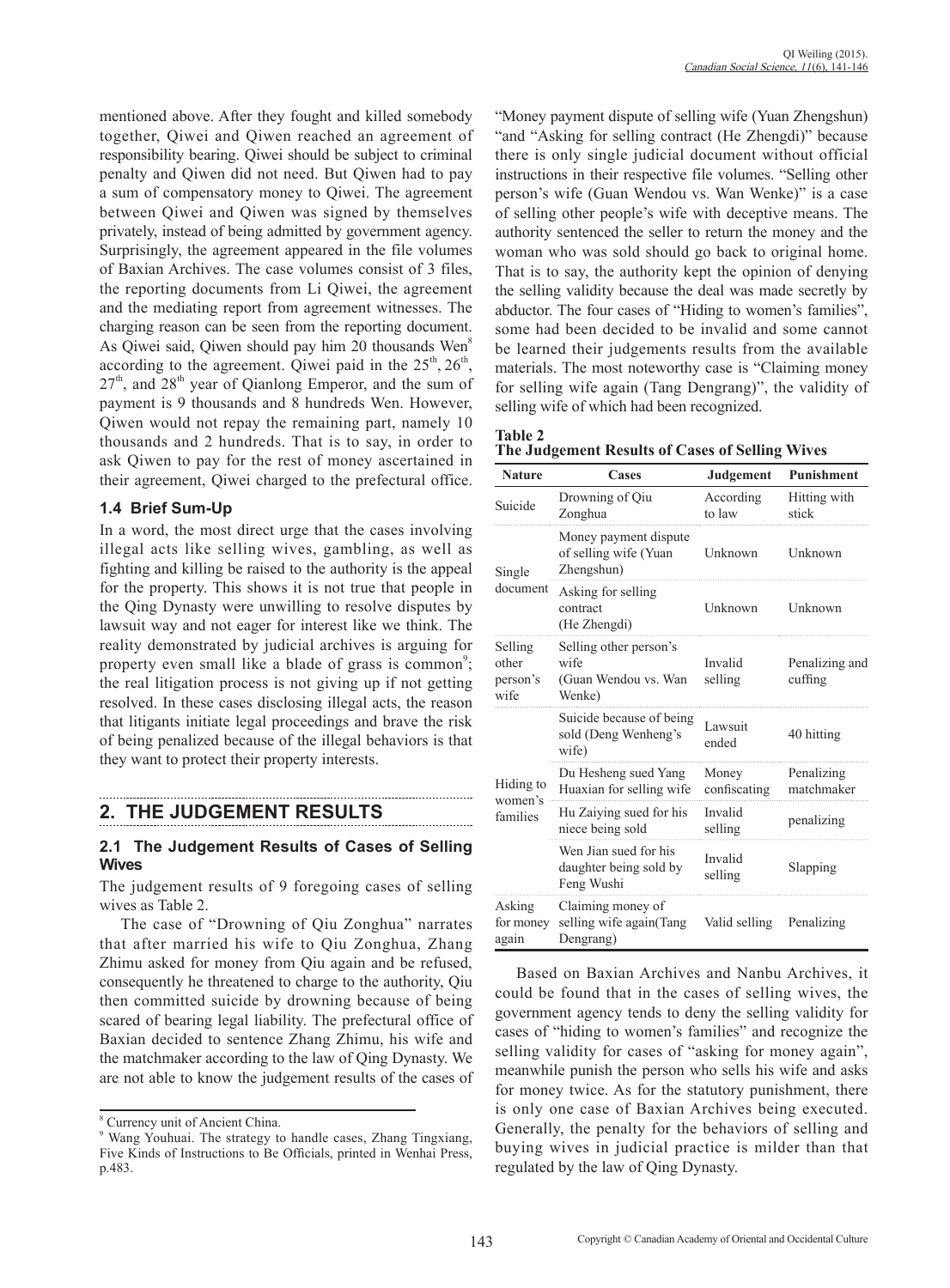mentioned above. After they fought and killed somebody together, Qiwei and Qiwen reached an agreement of responsibility bearing. Qiwei should be subject to criminal penalty and Qiwen did not need. But Qiwen had to pay a sum of compensatory money to Qiwei. The agreement between Qiwei and Qiwen was signed by themselves privately, instead of being admitted by government agency. Surprisingly, the agreement appeared in the file volumes of Baxian Archives. The case volumes consist of 3 files, the reporting documents from Li Qiwei, the agreement and the mediating report from agreement witnesses. The charging reason can be seen from the reporting document. As Qiwei said, Qiwen should pay him 20 thousands Wen[8] according to the agreement. Qiwei paid in the $25^{th}$, $26^{th}$, $27^{th}$, and $28^{th}$ year of Qianlong Emperor, and the sum of payment is 9 thousands and 8 hundreds Wen. However, Qiwen would not repay the remaining part, namely 10 thousands and 2 hundreds. That is to say, in order to ask Qiwen to pay for the rest of money ascertained in their agreement, Qiwei charged to the prefectural office.

### 1.4 Brief Sum-Up

In a word, the most direct urge that the cases involving illegal acts like selling wives, gambling, as well as fighting and killing be raised to the authority is the appeal for the property. This shows it is not true that people in the Qing Dynasty were unwilling to resolve disputes by lawsuit way and not eager for interest like we think. The reality demonstrated by judicial archives is arguing for property even small like a blade of grass is common[9]; the real litigation process is not giving up if not getting resolved. In these cases disclosing illegal acts, the reason that litigants initiate legal proceedings and brave the risk of being penalized because of the illegal behaviors is that they want to protect their property interests.

## 2. THE JUDGEMENT RESULTS

### 2.1 The Judgement Results of Cases of Selling Wives

The judgement results of 9 foregoing cases of selling wives as Table 2.

The case of "Drowning of Qiu Zonghua" narrates that after married his wife to Qiu Zonghua, Zhang Zhimu asked for money from Qiu again and be refused, consequently he threatened to charge to the authority, Qiu then committed suicide by drowning because of being scared of bearing legal liability. The prefectural office of Baxian decided to sentence Zhang Zhimu, his wife and the matchmaker according to the law of Qing Dynasty. We are not able to know the judgement results of the cases of "Money payment dispute of selling wife (Yuan Zhengshun) "and "Asking for selling contract (He Zhengdi)" because there is only single judicial document without official instructions in their respective file volumes. "Selling other person's wife (Guan Wendou vs. Wan Wenke)" is a case of selling other people's wife with deceptive means. The authority sentenced the seller to return the money and the woman who was sold should go back to original home. That is to say, the authority kept the opinion of denying the selling validity because the deal was made secretly by abductor. The four cases of "Hiding to women's families", some had been decided to be invalid and some cannot be learned their judgements results from the available materials. The most noteworthy case is "Claiming money for selling wife again (Tang Dengrang)", the validity of selling wife of which had been recognized.

**Table 2**
**The Judgement Results of Cases of Selling Wives**

| Nature | Cases | Judgement | Punishment |
|---|---|---|---|
| Suicide | Drowning of Qiu Zonghua | According to law | Hitting with stick |
| Single document | Money payment dispute of selling wife (Yuan Zhengshun) | Unknown | Unknown |
| | Asking for selling contract (He Zhengdi) | Unknown | Unknown |
| Selling other person's wife | Selling other person's wife (Guan Wendou vs. Wan Wenke) | Invalid selling | Penalizing and cuffing |
| Hiding to women's families | Suicide because of being sold (Deng Wenheng's wife) | Lawsuit ended | 40 hitting |
| | Du Hesheng sued Yang Huaxian for selling wife | Money confiscating | Penalizing matchmaker |
| | Hu Zaiying sued for his niece being sold | Invalid selling | penalizing |
| | Wen Jian sued for his daughter being sold by Feng Wushi | Invalid selling | Slapping |
| Asking for money again | Claiming money of selling wife again(Tang Dengrang) | Valid selling | Penalizing |

Based on Baxian Archives and Nanbu Archives, it could be found that in the cases of selling wives, the government agency tends to deny the selling validity for cases of "hiding to women's families" and recognize the selling validity for cases of "asking for money again", meanwhile punish the person who sells his wife and asks for money twice. As for the statutory punishment, there is only one case of Baxian Archives being executed. Generally, the penalty for the behaviors of selling and buying wives in judicial practice is milder than that regulated by the law of Qing Dynasty.

---

[8] Currency unit of Ancient China.

[9] Wang Youhuai. The strategy to handle cases, Zhang Tingxiang, Five Kinds of Instructions to Be Officials, printed in Wenhai Press, p.483.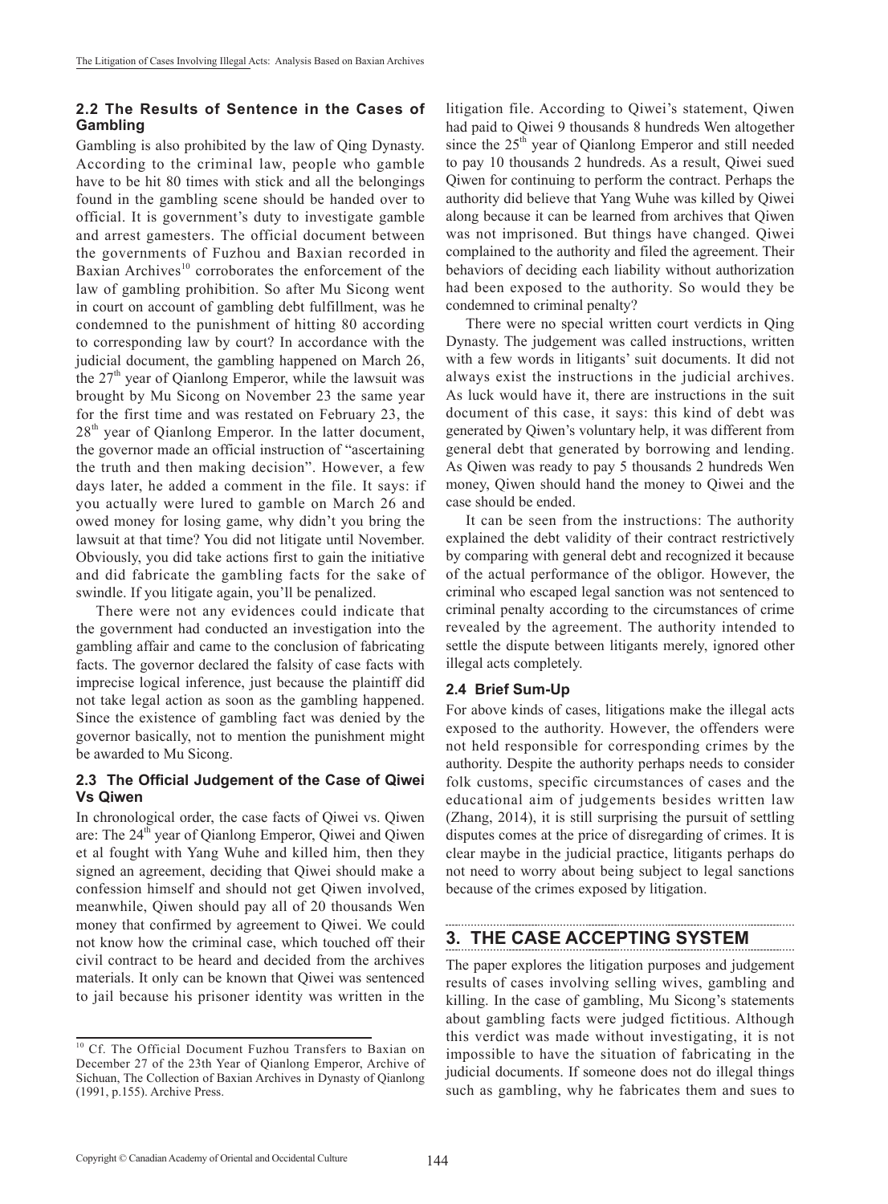### 2.2 The Results of Sentence in the Cases of Gambling

Gambling is also prohibited by the law of Qing Dynasty. According to the criminal law, people who gamble have to be hit 80 times with stick and all the belongings found in the gambling scene should be handed over to official. It is government's duty to investigate gamble and arrest gamesters. The official document between the governments of Fuzhou and Baxian recorded in Baxian Archives[10] corroborates the enforcement of the law of gambling prohibition. So after Mu Sicong went in court on account of gambling debt fulfillment, was he condemned to the punishment of hitting 80 according to corresponding law by court? In accordance with the judicial document, the gambling happened on March 26, the 27th year of Qianlong Emperor, while the lawsuit was brought by Mu Sicong on November 23 the same year for the first time and was restated on February 23, the 28th year of Qianlong Emperor. In the latter document, the governor made an official instruction of "ascertaining the truth and then making decision". However, a few days later, he added a comment in the file. It says: if you actually were lured to gamble on March 26 and owed money for losing game, why didn't you bring the lawsuit at that time? You did not litigate until November. Obviously, you did take actions first to gain the initiative and did fabricate the gambling facts for the sake of swindle. If you litigate again, you'll be penalized.

There were not any evidences could indicate that the government had conducted an investigation into the gambling affair and came to the conclusion of fabricating facts. The governor declared the falsity of case facts with imprecise logical inference, just because the plaintiff did not take legal action as soon as the gambling happened. Since the existence of gambling fact was denied by the governor basically, not to mention the punishment might be awarded to Mu Sicong.

### 2.3 The Official Judgement of the Case of Qiwei Vs Qiwen

In chronological order, the case facts of Qiwei vs. Qiwen are: The 24th year of Qianlong Emperor, Qiwei and Qiwen et al fought with Yang Wuhe and killed him, then they signed an agreement, deciding that Qiwei should make a confession himself and should not get Qiwen involved, meanwhile, Qiwen should pay all of 20 thousands Wen money that confirmed by agreement to Qiwei. We could not know how the criminal case, which touched off their civil contract to be heard and decided from the archives materials. It only can be known that Qiwei was sentenced to jail because his prisoner identity was written in the litigation file. According to Qiwei's statement, Qiwen had paid to Qiwei 9 thousands 8 hundreds Wen altogether since the 25th year of Qianlong Emperor and still needed to pay 10 thousands 2 hundreds. As a result, Qiwei sued Qiwen for continuing to perform the contract. Perhaps the authority did believe that Yang Wuhe was killed by Qiwei along because it can be learned from archives that Qiwen was not imprisoned. But things have changed. Qiwei complained to the authority and filed the agreement. Their behaviors of deciding each liability without authorization had been exposed to the authority. So would they be condemned to criminal penalty?

There were no special written court verdicts in Qing Dynasty. The judgement was called instructions, written with a few words in litigants' suit documents. It did not always exist the instructions in the judicial archives. As luck would have it, there are instructions in the suit document of this case, it says: this kind of debt was generated by Qiwen's voluntary help, it was different from general debt that generated by borrowing and lending. As Qiwen was ready to pay 5 thousands 2 hundreds Wen money, Qiwen should hand the money to Qiwei and the case should be ended.

It can be seen from the instructions: The authority explained the debt validity of their contract restrictively by comparing with general debt and recognized it because of the actual performance of the obligor. However, the criminal who escaped legal sanction was not sentenced to criminal penalty according to the circumstances of crime revealed by the agreement. The authority intended to settle the dispute between litigants merely, ignored other illegal acts completely.

### 2.4 Brief Sum-Up

For above kinds of cases, litigations make the illegal acts exposed to the authority. However, the offenders were not held responsible for corresponding crimes by the authority. Despite the authority perhaps needs to consider folk customs, specific circumstances of cases and the educational aim of judgements besides written law (Zhang, 2014), it is still surprising the pursuit of settling disputes comes at the price of disregarding of crimes. It is clear maybe in the judicial practice, litigants perhaps do not need to worry about being subject to legal sanctions because of the crimes exposed by litigation.

## 3. THE CASE ACCEPTING SYSTEM

The paper explores the litigation purposes and judgement results of cases involving selling wives, gambling and killing. In the case of gambling, Mu Sicong's statements about gambling facts were judged fictitious. Although this verdict was made without investigating, it is not impossible to have the situation of fabricating in the judicial documents. If someone does not do illegal things such as gambling, why he fabricates them and sues to

[10] Cf. The Official Document Fuzhou Transfers to Baxian on December 27 of the 23th Year of Qianlong Emperor, Archive of Sichuan, The Collection of Baxian Archives in Dynasty of Qianlong (1991, p.155). Archive Press.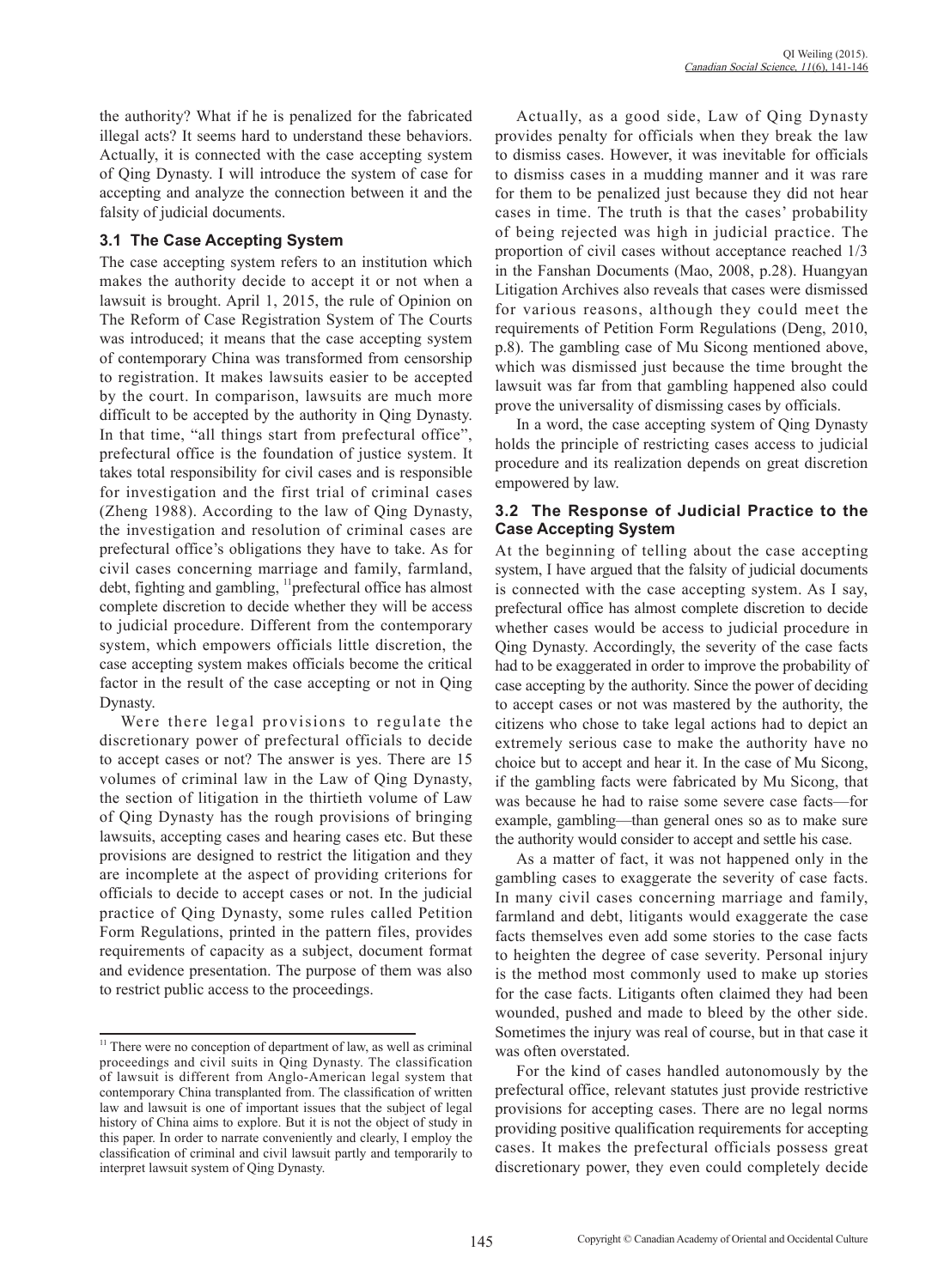the authority? What if he is penalized for the fabricated illegal acts? It seems hard to understand these behaviors. Actually, it is connected with the case accepting system of Qing Dynasty. I will introduce the system of case for accepting and analyze the connection between it and the falsity of judicial documents.

### 3.1 The Case Accepting System

The case accepting system refers to an institution which makes the authority decide to accept it or not when a lawsuit is brought. April 1, 2015, the rule of Opinion on The Reform of Case Registration System of The Courts was introduced; it means that the case accepting system of contemporary China was transformed from censorship to registration. It makes lawsuits easier to be accepted by the court. In comparison, lawsuits are much more difficult to be accepted by the authority in Qing Dynasty. In that time, "all things start from prefectural office", prefectural office is the foundation of justice system. It takes total responsibility for civil cases and is responsible for investigation and the first trial of criminal cases (Zheng 1988). According to the law of Qing Dynasty, the investigation and resolution of criminal cases are prefectural office's obligations they have to take. As for civil cases concerning marriage and family, farmland, debt, fighting and gambling, [11]prefectural office has almost complete discretion to decide whether they will be access to judicial procedure. Different from the contemporary system, which empowers officials little discretion, the case accepting system makes officials become the critical factor in the result of the case accepting or not in Qing Dynasty.

Were there legal provisions to regulate the discretionary power of prefectural officials to decide to accept cases or not? The answer is yes. There are 15 volumes of criminal law in the Law of Qing Dynasty, the section of litigation in the thirtieth volume of Law of Qing Dynasty has the rough provisions of bringing lawsuits, accepting cases and hearing cases etc. But these provisions are designed to restrict the litigation and they are incomplete at the aspect of providing criterions for officials to decide to accept cases or not. In the judicial practice of Qing Dynasty, some rules called Petition Form Regulations, printed in the pattern files, provides requirements of capacity as a subject, document format and evidence presentation. The purpose of them was also to restrict public access to the proceedings.

Actually, as a good side, Law of Qing Dynasty provides penalty for officials when they break the law to dismiss cases. However, it was inevitable for officials to dismiss cases in a mudding manner and it was rare for them to be penalized just because they did not hear cases in time. The truth is that the cases' probability of being rejected was high in judicial practice. The proportion of civil cases without acceptance reached 1/3 in the Fanshan Documents (Mao, 2008, p.28). Huangyan Litigation Archives also reveals that cases were dismissed for various reasons, although they could meet the requirements of Petition Form Regulations (Deng, 2010, p.8). The gambling case of Mu Sicong mentioned above, which was dismissed just because the time brought the lawsuit was far from that gambling happened also could prove the universality of dismissing cases by officials.

In a word, the case accepting system of Qing Dynasty holds the principle of restricting cases access to judicial procedure and its realization depends on great discretion empowered by law.

### 3.2 The Response of Judicial Practice to the Case Accepting System

At the beginning of telling about the case accepting system, I have argued that the falsity of judicial documents is connected with the case accepting system. As I say, prefectural office has almost complete discretion to decide whether cases would be access to judicial procedure in Qing Dynasty. Accordingly, the severity of the case facts had to be exaggerated in order to improve the probability of case accepting by the authority. Since the power of deciding to accept cases or not was mastered by the authority, the citizens who chose to take legal actions had to depict an extremely serious case to make the authority have no choice but to accept and hear it. In the case of Mu Sicong, if the gambling facts were fabricated by Mu Sicong, that was because he had to raise some severe case facts—for example, gambling—than general ones so as to make sure the authority would consider to accept and settle his case.

As a matter of fact, it was not happened only in the gambling cases to exaggerate the severity of case facts. In many civil cases concerning marriage and family, farmland and debt, litigants would exaggerate the case facts themselves even add some stories to the case facts to heighten the degree of case severity. Personal injury is the method most commonly used to make up stories for the case facts. Litigants often claimed they had been wounded, pushed and made to bleed by the other side. Sometimes the injury was real of course, but in that case it was often overstated.

For the kind of cases handled autonomously by the prefectural office, relevant statutes just provide restrictive provisions for accepting cases. There are no legal norms providing positive qualification requirements for accepting cases. It makes the prefectural officials possess great discretionary power, they even could completely decide

---

[11] There were no conception of department of law, as well as criminal proceedings and civil suits in Qing Dynasty. The classification of lawsuit is different from Anglo-American legal system that contemporary China transplanted from. The classification of written law and lawsuit is one of important issues that the subject of legal history of China aims to explore. But it is not the object of study in this paper. In order to narrate conveniently and clearly, I employ the classification of criminal and civil lawsuit partly and temporarily to interpret lawsuit system of Qing Dynasty.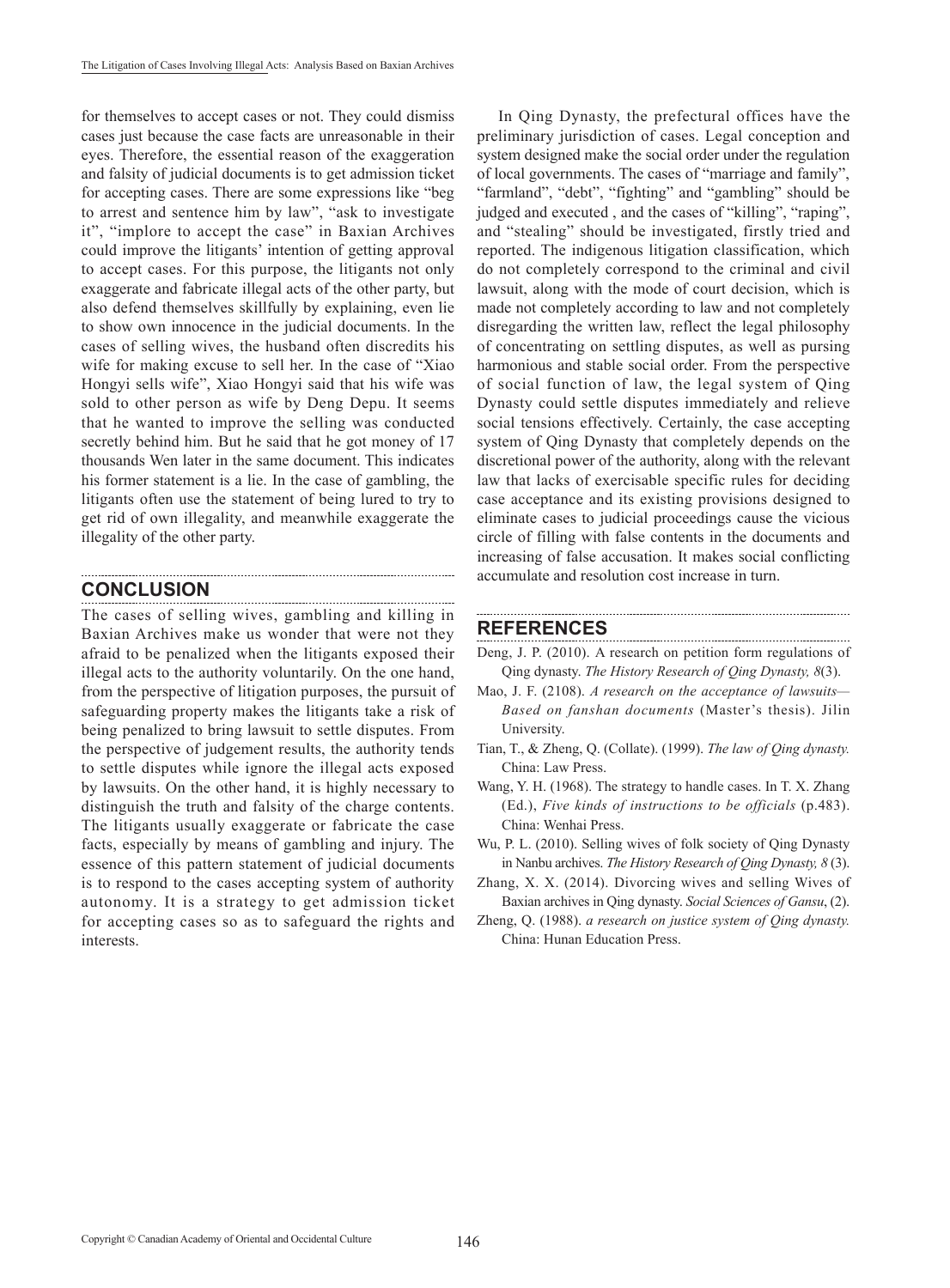for themselves to accept cases or not. They could dismiss cases just because the case facts are unreasonable in their eyes. Therefore, the essential reason of the exaggeration and falsity of judicial documents is to get admission ticket for accepting cases. There are some expressions like "beg to arrest and sentence him by law", "ask to investigate it", "implore to accept the case" in Baxian Archives could improve the litigants' intention of getting approval to accept cases. For this purpose, the litigants not only exaggerate and fabricate illegal acts of the other party, but also defend themselves skillfully by explaining, even lie to show own innocence in the judicial documents. In the cases of selling wives, the husband often discredits his wife for making excuse to sell her. In the case of "Xiao Hongyi sells wife", Xiao Hongyi said that his wife was sold to other person as wife by Deng Depu. It seems that he wanted to improve the selling was conducted secretly behind him. But he said that he got money of 17 thousands Wen later in the same document. This indicates his former statement is a lie. In the case of gambling, the litigants often use the statement of being lured to try to get rid of own illegality, and meanwhile exaggerate the illegality of the other party.

## CONCLUSION

The cases of selling wives, gambling and killing in Baxian Archives make us wonder that were not they afraid to be penalized when the litigants exposed their illegal acts to the authority voluntarily. On the one hand, from the perspective of litigation purposes, the pursuit of safeguarding property makes the litigants take a risk of being penalized to bring lawsuit to settle disputes. From the perspective of judgement results, the authority tends to settle disputes while ignore the illegal acts exposed by lawsuits. On the other hand, it is highly necessary to distinguish the truth and falsity of the charge contents. The litigants usually exaggerate or fabricate the case facts, especially by means of gambling and injury. The essence of this pattern statement of judicial documents is to respond to the cases accepting system of authority autonomy. It is a strategy to get admission ticket for accepting cases so as to safeguard the rights and interests.

In Qing Dynasty, the prefectural offices have the preliminary jurisdiction of cases. Legal conception and system designed make the social order under the regulation of local governments. The cases of "marriage and family", "farmland", "debt", "fighting" and "gambling" should be judged and executed , and the cases of "killing", "raping", and "stealing" should be investigated, firstly tried and reported. The indigenous litigation classification, which do not completely correspond to the criminal and civil lawsuit, along with the mode of court decision, which is made not completely according to law and not completely disregarding the written law, reflect the legal philosophy of concentrating on settling disputes, as well as pursing harmonious and stable social order. From the perspective of social function of law, the legal system of Qing Dynasty could settle disputes immediately and relieve social tensions effectively. Certainly, the case accepting system of Qing Dynasty that completely depends on the discretional power of the authority, along with the relevant law that lacks of exercisable specific rules for deciding case acceptance and its existing provisions designed to eliminate cases to judicial proceedings cause the vicious circle of filling with false contents in the documents and increasing of false accusation. It makes social conflicting accumulate and resolution cost increase in turn.

## REFERENCES

Deng, J. P. (2010). A research on petition form regulations of Qing dynasty. *The History Research of Qing Dynasty, 8*(3).

Mao, J. F. (2108). *A research on the acceptance of lawsuits—Based on fanshan documents* (Master's thesis). Jilin University.

Tian, T., & Zheng, Q. (Collate). (1999). *The law of Qing dynasty.* China: Law Press.

Wang, Y. H. (1968). The strategy to handle cases. In T. X. Zhang (Ed.), *Five kinds of instructions to be officials* (p.483). China: Wenhai Press.

Wu, P. L. (2010). Selling wives of folk society of Qing Dynasty in Nanbu archives. *The History Research of Qing Dynasty, 8* (3).

Zhang, X. X. (2014). Divorcing wives and selling Wives of Baxian archives in Qing dynasty. *Social Sciences of Gansu*, (2).

Zheng, Q. (1988). *a research on justice system of Qing dynasty.* China: Hunan Education Press.